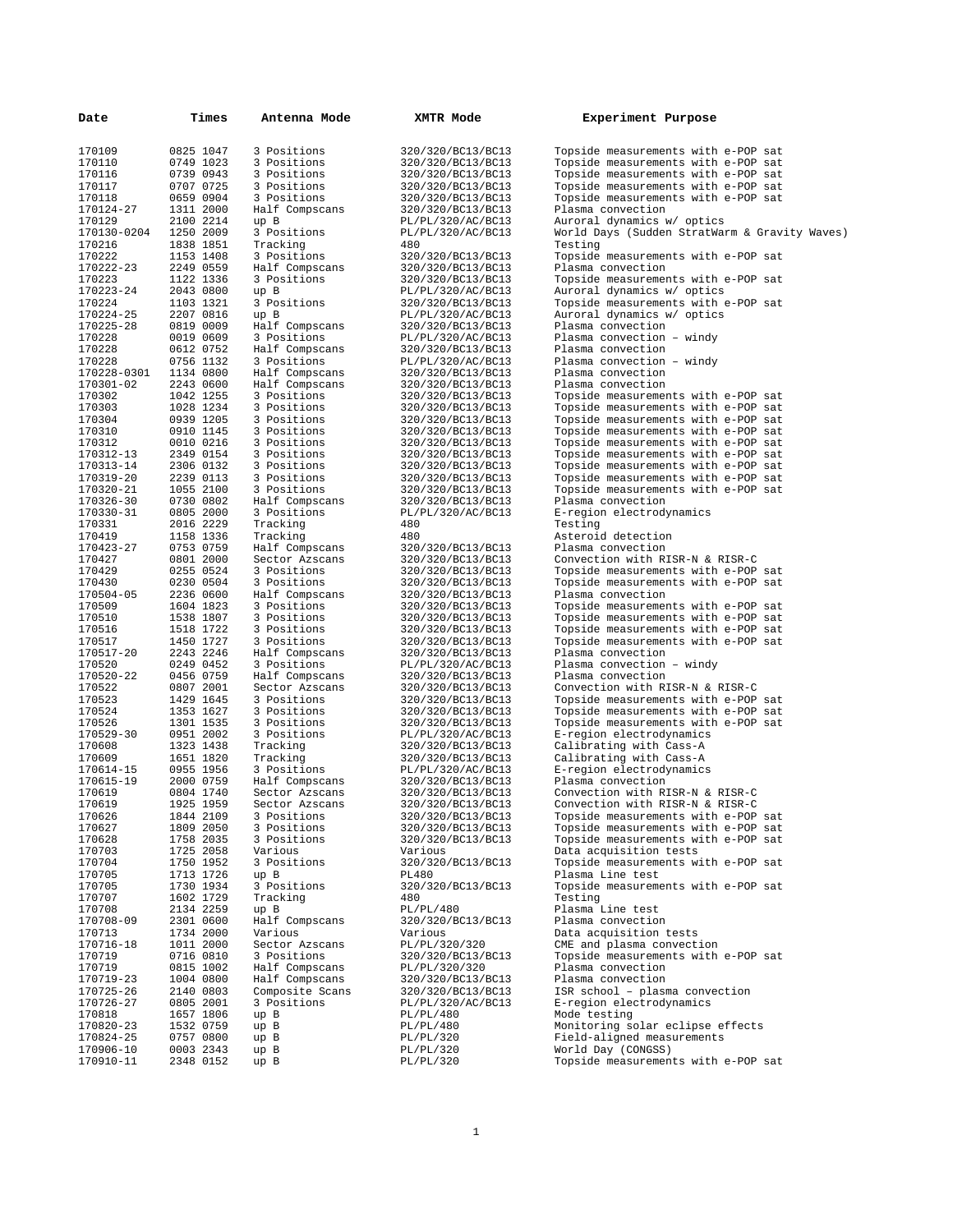| Date | Times | Antenna Mode | XMTR Mode | Experiment Purpose |
|---|---|---|---|---|
| 170109 | 0825 1047 | 3 Positions | 320/320/BC13/BC13 | Topside measurements with e-POP sat |
| 170110 | 0749 1023 | 3 Positions | 320/320/BC13/BC13 | Topside measurements with e-POP sat |
| 170116 | 0739 0943 | 3 Positions | 320/320/BC13/BC13 | Topside measurements with e-POP sat |
| 170117 | 0707 0725 | 3 Positions | 320/320/BC13/BC13 | Topside measurements with e-POP sat |
| 170118 | 0659 0904 | 3 Positions | 320/320/BC13/BC13 | Topside measurements with e-POP sat |
| 170124-27 | 1311 2000 | Half Compscans | 320/320/BC13/BC13 | Plasma convection |
| 170129 | 2100 2214 | up B | PL/PL/320/AC/BC13 | Auroral dynamics w/ optics |
| 170130-0204 | 1250 2009 | 3 Positions | PL/PL/320/AC/BC13 | World Days (Sudden StratWarm & Gravity Waves) |
| 170216 | 1838 1851 | Tracking | 480 | Testing |
| 170222 | 1153 1408 | 3 Positions | 320/320/BC13/BC13 | Topside measurements with e-POP sat |
| 170222-23 | 2249 0559 | Half Compscans | 320/320/BC13/BC13 | Plasma convection |
| 170223 | 1122 1336 | 3 Positions | 320/320/BC13/BC13 | Topside measurements with e-POP sat |
| 170223-24 | 2043 0800 | up B | PL/PL/320/AC/BC13 | Auroral dynamics w/ optics |
| 170224 | 1103 1321 | 3 Positions | 320/320/BC13/BC13 | Topside measurements with e-POP sat |
| 170224-25 | 2207 0816 | up B | PL/PL/320/AC/BC13 | Auroral dynamics w/ optics |
| 170225-28 | 0819 0009 | Half Compscans | 320/320/BC13/BC13 | Plasma convection |
| 170228 | 0019 0609 | 3 Positions | PL/PL/320/AC/BC13 | Plasma convection – windy |
| 170228 | 0612 0752 | Half Compscans | 320/320/BC13/BC13 | Plasma convection |
| 170228 | 0756 1132 | 3 Positions | PL/PL/320/AC/BC13 | Plasma convection – windy |
| 170228-0301 | 1134 0800 | Half Compscans | 320/320/BC13/BC13 | Plasma convection |
| 170301-02 | 2243 0600 | Half Compscans | 320/320/BC13/BC13 | Plasma convection |
| 170302 | 1042 1255 | 3 Positions | 320/320/BC13/BC13 | Topside measurements with e-POP sat |
| 170303 | 1028 1234 | 3 Positions | 320/320/BC13/BC13 | Topside measurements with e-POP sat |
| 170304 | 0939 1205 | 3 Positions | 320/320/BC13/BC13 | Topside measurements with e-POP sat |
| 170310 | 0910 1145 | 3 Positions | 320/320/BC13/BC13 | Topside measurements with e-POP sat |
| 170312 | 0010 0216 | 3 Positions | 320/320/BC13/BC13 | Topside measurements with e-POP sat |
| 170312-13 | 2349 0154 | 3 Positions | 320/320/BC13/BC13 | Topside measurements with e-POP sat |
| 170313-14 | 2306 0132 | 3 Positions | 320/320/BC13/BC13 | Topside measurements with e-POP sat |
| 170319-20 | 2239 0113 | 3 Positions | 320/320/BC13/BC13 | Topside measurements with e-POP sat |
| 170320-21 | 1055 2100 | 3 Positions | 320/320/BC13/BC13 | Topside measurements with e-POP sat |
| 170326-30 | 0730 0802 | Half Compscans | 320/320/BC13/BC13 | Plasma convection |
| 170330-31 | 0805 2000 | 3 Positions | PL/PL/320/AC/BC13 | E-region electrodynamics |
| 170331 | 2016 2229 | Tracking | 480 | Testing |
| 170419 | 1158 1336 | Tracking | 480 | Asteroid detection |
| 170423-27 | 0753 0759 | Half Compscans | 320/320/BC13/BC13 | Plasma convection |
| 170427 | 0801 2000 | Sector Azscans | 320/320/BC13/BC13 | Convection with RISR-N & RISR-C |
| 170429 | 0255 0524 | 3 Positions | 320/320/BC13/BC13 | Topside measurements with e-POP sat |
| 170430 | 0230 0504 | 3 Positions | 320/320/BC13/BC13 | Topside measurements with e-POP sat |
| 170504-05 | 2236 0600 | Half Compscans | 320/320/BC13/BC13 | Plasma convection |
| 170509 | 1604 1823 | 3 Positions | 320/320/BC13/BC13 | Topside measurements with e-POP sat |
| 170510 | 1538 1807 | 3 Positions | 320/320/BC13/BC13 | Topside measurements with e-POP sat |
| 170516 | 1518 1722 | 3 Positions | 320/320/BC13/BC13 | Topside measurements with e-POP sat |
| 170517 | 1450 1727 | 3 Positions | 320/320/BC13/BC13 | Topside measurements with e-POP sat |
| 170517-20 | 2243 2246 | Half Compscans | 320/320/BC13/BC13 | Plasma convection |
| 170520 | 0249 0452 | 3 Positions | PL/PL/320/AC/BC13 | Plasma convection – windy |
| 170520-22 | 0456 0759 | Half Compscans | 320/320/BC13/BC13 | Plasma convection |
| 170522 | 0807 2001 | Sector Azscans | 320/320/BC13/BC13 | Convection with RISR-N & RISR-C |
| 170523 | 1429 1645 | 3 Positions | 320/320/BC13/BC13 | Topside measurements with e-POP sat |
| 170524 | 1353 1627 | 3 Positions | 320/320/BC13/BC13 | Topside measurements with e-POP sat |
| 170526 | 1301 1535 | 3 Positions | 320/320/BC13/BC13 | Topside measurements with e-POP sat |
| 170529-30 | 0951 2002 | 3 Positions | PL/PL/320/AC/BC13 | E-region electrodynamics |
| 170608 | 1323 1438 | Tracking | 320/320/BC13/BC13 | Calibrating with Cass-A |
| 170609 | 1651 1820 | Tracking | 320/320/BC13/BC13 | Calibrating with Cass-A |
| 170614-15 | 0955 1956 | 3 Positions | PL/PL/320/AC/BC13 | E-region electrodynamics |
| 170615-19 | 2000 0759 | Half Compscans | 320/320/BC13/BC13 | Plasma convection |
| 170619 | 0804 1740 | Sector Azscans | 320/320/BC13/BC13 | Convection with RISR-N & RISR-C |
| 170619 | 1925 1959 | Sector Azscans | 320/320/BC13/BC13 | Convection with RISR-N & RISR-C |
| 170626 | 1844 2109 | 3 Positions | 320/320/BC13/BC13 | Topside measurements with e-POP sat |
| 170627 | 1809 2050 | 3 Positions | 320/320/BC13/BC13 | Topside measurements with e-POP sat |
| 170628 | 1758 2035 | 3 Positions | 320/320/BC13/BC13 | Topside measurements with e-POP sat |
| 170703 | 1725 2058 | Various | Various | Data acquisition tests |
| 170704 | 1750 1952 | 3 Positions | 320/320/BC13/BC13 | Topside measurements with e-POP sat |
| 170705 | 1713 1726 | up B | PL480 | Plasma Line test |
| 170705 | 1730 1934 | 3 Positions | 320/320/BC13/BC13 | Topside measurements with e-POP sat |
| 170707 | 1602 1729 | Tracking | 480 | Testing |
| 170708 | 2134 2259 | up B | PL/PL/480 | Plasma Line test |
| 170708-09 | 2301 0600 | Half Compscans | 320/320/BC13/BC13 | Plasma convection |
| 170713 | 1734 2000 | Various | Various | Data acquisition tests |
| 170716-18 | 1011 2000 | Sector Azscans | PL/PL/320/320 | CME and plasma convection |
| 170719 | 0716 0810 | 3 Positions | 320/320/BC13/BC13 | Topside measurements with e-POP sat |
| 170719 | 0815 1002 | Half Compscans | PL/PL/320/320 | Plasma convection |
| 170719-23 | 1004 0800 | Half Compscans | 320/320/BC13/BC13 | Plasma convection |
| 170725-26 | 2140 0803 | Composite Scans | 320/320/BC13/BC13 | ISR school – plasma convection |
| 170726-27 | 0805 2001 | 3 Positions | PL/PL/320/AC/BC13 | E-region electrodynamics |
| 170818 | 1657 1806 | up B | PL/PL/480 | Mode testing |
| 170820-23 | 1532 0759 | up B | PL/PL/480 | Monitoring solar eclipse effects |
| 170824-25 | 0757 0800 | up B | PL/PL/320 | Field-aligned measurements |
| 170906-10 | 0003 2343 | up B | PL/PL/320 | World Day (CONGSS) |
| 170910-11 | 2348 0152 | up B | PL/PL/320 | Topside measurements with e-POP sat |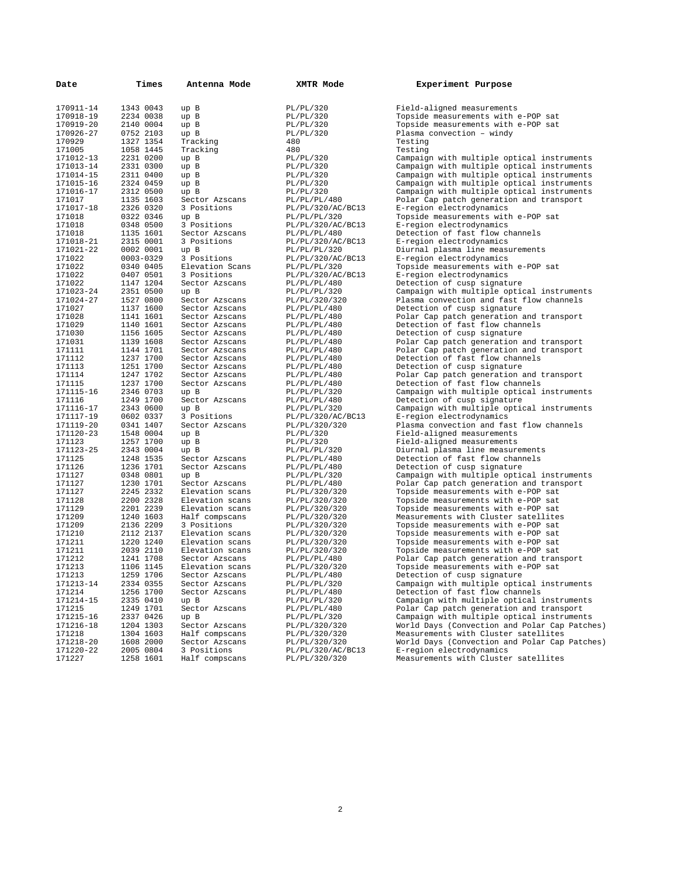| Date | Times | Antenna Mode | XMTR Mode | Experiment Purpose |
| --- | --- | --- | --- | --- |
| 170911-14 | 1343 0043 | up B | PL/PL/320 | Field-aligned measurements |
| 170918-19 | 2234 0038 | up B | PL/PL/320 | Topside measurements with e-POP sat |
| 170919-20 | 2140 0004 | up B | PL/PL/320 | Topside measurements with e-POP sat |
| 170926-27 | 0752 2103 | up B | PL/PL/320 | Plasma convection – windy |
| 170929 | 1327 1354 | Tracking | 480 | Testing |
| 171005 | 1058 1445 | Tracking | 480 | Testing |
| 171012-13 | 2231 0200 | up B | PL/PL/320 | Campaign with multiple optical instruments |
| 171013-14 | 2331 0300 | up B | PL/PL/320 | Campaign with multiple optical instruments |
| 171014-15 | 2311 0400 | up B | PL/PL/320 | Campaign with multiple optical instruments |
| 171015-16 | 2324 0459 | up B | PL/PL/320 | Campaign with multiple optical instruments |
| 171016-17 | 2312 0500 | up B | PL/PL/320 | Campaign with multiple optical instruments |
| 171017 | 1135 1603 | Sector Azscans | PL/PL/PL/480 | Polar Cap patch generation and transport |
| 171017-18 | 2326 0320 | 3 Positions | PL/PL/320/AC/BC13 | E-region electrodynamics |
| 171018 | 0322 0346 | up B | PL/PL/PL/320 | Topside measurements with e-POP sat |
| 171018 | 0348 0500 | 3 Positions | PL/PL/320/AC/BC13 | E-region electrodynamics |
| 171018 | 1135 1601 | Sector Azscans | PL/PL/PL/480 | Detection of fast flow channels |
| 171018-21 | 2315 0001 | 3 Positions | PL/PL/320/AC/BC13 | E-region electrodynamics |
| 171021-22 | 0002 0001 | up B | PL/PL/PL/320 | Diurnal plasma line measurements |
| 171022 | 0003-0329 | 3 Positions | PL/PL/320/AC/BC13 | E-region electrodynamics |
| 171022 | 0340 0405 | Elevation Scans | PL/PL/PL/320 | Topside measurements with e-POP sat |
| 171022 | 0407 0501 | 3 Positions | PL/PL/320/AC/BC13 | E-region electrodynamics |
| 171022 | 1147 1204 | Sector Azscans | PL/PL/PL/480 | Detection of cusp signature |
| 171023-24 | 2351 0500 | up B | PL/PL/PL/320 | Campaign with multiple optical instruments |
| 171024-27 | 1527 0800 | Sector Azscans | PL/PL/320/320 | Plasma convection and fast flow channels |
| 171027 | 1137 1600 | Sector Azscans | PL/PL/PL/480 | Detection of cusp signature |
| 171028 | 1141 1601 | Sector Azscans | PL/PL/PL/480 | Polar Cap patch generation and transport |
| 171029 | 1140 1601 | Sector Azscans | PL/PL/PL/480 | Detection of fast flow channels |
| 171030 | 1156 1605 | Sector Azscans | PL/PL/PL/480 | Detection of cusp signature |
| 171031 | 1139 1608 | Sector Azscans | PL/PL/PL/480 | Polar Cap patch generation and transport |
| 171111 | 1144 1701 | Sector Azscans | PL/PL/PL/480 | Polar Cap patch generation and transport |
| 171112 | 1237 1700 | Sector Azscans | PL/PL/PL/480 | Detection of fast flow channels |
| 171113 | 1251 1700 | Sector Azscans | PL/PL/PL/480 | Detection of cusp signature |
| 171114 | 1247 1702 | Sector Azscans | PL/PL/PL/480 | Polar Cap patch generation and transport |
| 171115 | 1237 1700 | Sector Azscans | PL/PL/PL/480 | Detection of fast flow channels |
| 171115-16 | 2346 0703 | up B | PL/PL/PL/320 | Campaign with multiple optical instruments |
| 171116 | 1249 1700 | Sector Azscans | PL/PL/PL/480 | Detection of cusp signature |
| 171116-17 | 2343 0600 | up B | PL/PL/PL/320 | Campaign with multiple optical instruments |
| 171117-19 | 0602 0337 | 3 Positions | PL/PL/320/AC/BC13 | E-region electrodynamics |
| 171119-20 | 0341 1407 | Sector Azscans | PL/PL/320/320 | Plasma convection and fast flow channels |
| 171120-23 | 1548 0004 | up B | PL/PL/320 | Field-aligned measurements |
| 171123 | 1257 1700 | up B | PL/PL/320 | Field-aligned measurements |
| 171123-25 | 2343 0004 | up B | PL/PL/PL/320 | Diurnal plasma line measurements |
| 171125 | 1248 1535 | Sector Azscans | PL/PL/PL/480 | Detection of fast flow channels |
| 171126 | 1236 1701 | Sector Azscans | PL/PL/PL/480 | Detection of cusp signature |
| 171127 | 0348 0801 | up B | PL/PL/PL/320 | Campaign with multiple optical instruments |
| 171127 | 1230 1701 | Sector Azscans | PL/PL/PL/480 | Polar Cap patch generation and transport |
| 171127 | 2245 2332 | Elevation scans | PL/PL/320/320 | Topside measurements with e-POP sat |
| 171128 | 2200 2328 | Elevation scans | PL/PL/320/320 | Topside measurements with e-POP sat |
| 171129 | 2201 2239 | Elevation scans | PL/PL/320/320 | Topside measurements with e-POP sat |
| 171209 | 1240 1603 | Half compscans | PL/PL/320/320 | Measurements with Cluster satellites |
| 171209 | 2136 2209 | 3 Positions | PL/PL/320/320 | Topside measurements with e-POP sat |
| 171210 | 2112 2137 | Elevation scans | PL/PL/320/320 | Topside measurements with e-POP sat |
| 171211 | 1220 1240 | Elevation scans | PL/PL/320/320 | Topside measurements with e-POP sat |
| 171211 | 2039 2110 | Elevation scans | PL/PL/320/320 | Topside measurements with e-POP sat |
| 171212 | 1241 1708 | Sector Azscans | PL/PL/PL/480 | Polar Cap patch generation and transport |
| 171213 | 1106 1145 | Elevation scans | PL/PL/320/320 | Topside measurements with e-POP sat |
| 171213 | 1259 1706 | Sector Azscans | PL/PL/PL/480 | Detection of cusp signature |
| 171213-14 | 2334 0355 | Sector Azscans | PL/PL/PL/320 | Campaign with multiple optical instruments |
| 171214 | 1256 1700 | Sector Azscans | PL/PL/PL/480 | Detection of fast flow channels |
| 171214-15 | 2335 0410 | up B | PL/PL/PL/320 | Campaign with multiple optical instruments |
| 171215 | 1249 1701 | Sector Azscans | PL/PL/PL/480 | Polar Cap patch generation and transport |
| 171215-16 | 2337 0426 | up B | PL/PL/PL/320 | Campaign with multiple optical instruments |
| 171216-18 | 1204 1303 | Sector Azscans | PL/PL/320/320 | World Days (Convection and Polar Cap Patches) |
| 171218 | 1304 1603 | Half compscans | PL/PL/320/320 | Measurements with Cluster satellites |
| 171218-20 | 1608 2000 | Sector Azscans | PL/PL/320/320 | World Days (Convection and Polar Cap Patches) |
| 171220-22 | 2005 0804 | 3 Positions | PL/PL/320/AC/BC13 | E-region electrodynamics |
| 171227 | 1258 1601 | Half compscans | PL/PL/320/320 | Measurements with Cluster satellites |